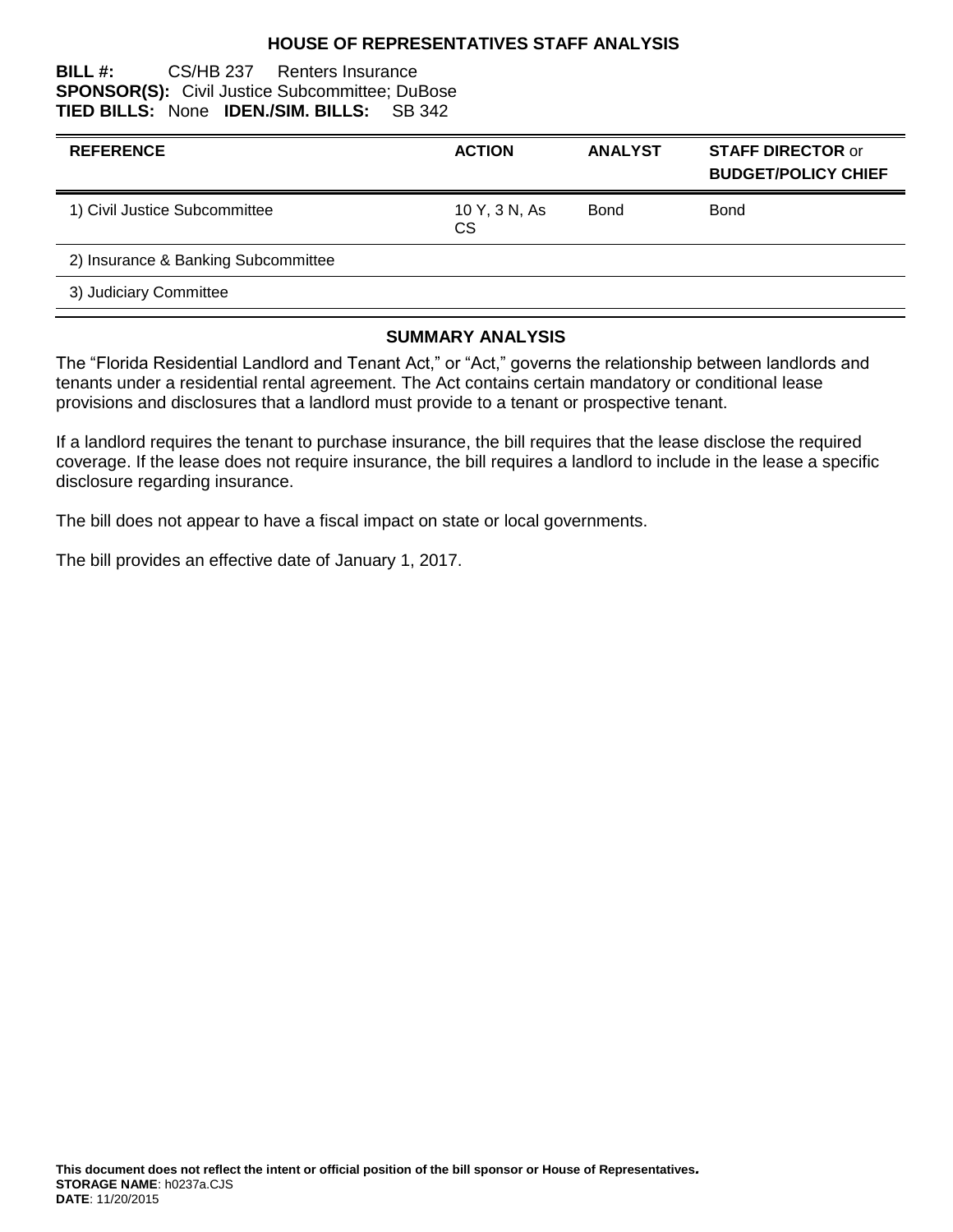# HOUSE OF REPRESENTATIVES STAFF ANALYSIS

**BILL #:** CS/HB 237 Renters Insurance
**SPONSOR(S):** Civil Justice Subcommittee; DuBose
**TIED BILLS:** None **IDEN./SIM. BILLS:** SB 342

| REFERENCE | ACTION | ANALYST | STAFF DIRECTOR or BUDGET/POLICY CHIEF |
|---|---|---|---|
| 1) Civil Justice Subcommittee | 10 Y, 3 N, As CS | Bond | Bond |
| 2) Insurance & Banking Subcommittee | | | |
| 3) Judiciary Committee | | | |

## SUMMARY ANALYSIS

The "Florida Residential Landlord and Tenant Act," or "Act," governs the relationship between landlords and tenants under a residential rental agreement. The Act contains certain mandatory or conditional lease provisions and disclosures that a landlord must provide to a tenant or prospective tenant.

If a landlord requires the tenant to purchase insurance, the bill requires that the lease disclose the required coverage. If the lease does not require insurance, the bill requires a landlord to include in the lease a specific disclosure regarding insurance.

The bill does not appear to have a fiscal impact on state or local governments.

The bill provides an effective date of January 1, 2017.

**This document does not reflect the intent or official position of the bill sponsor or House of Representatives.**
**STORAGE NAME**: h0237a.CJS
**DATE**: 11/20/2015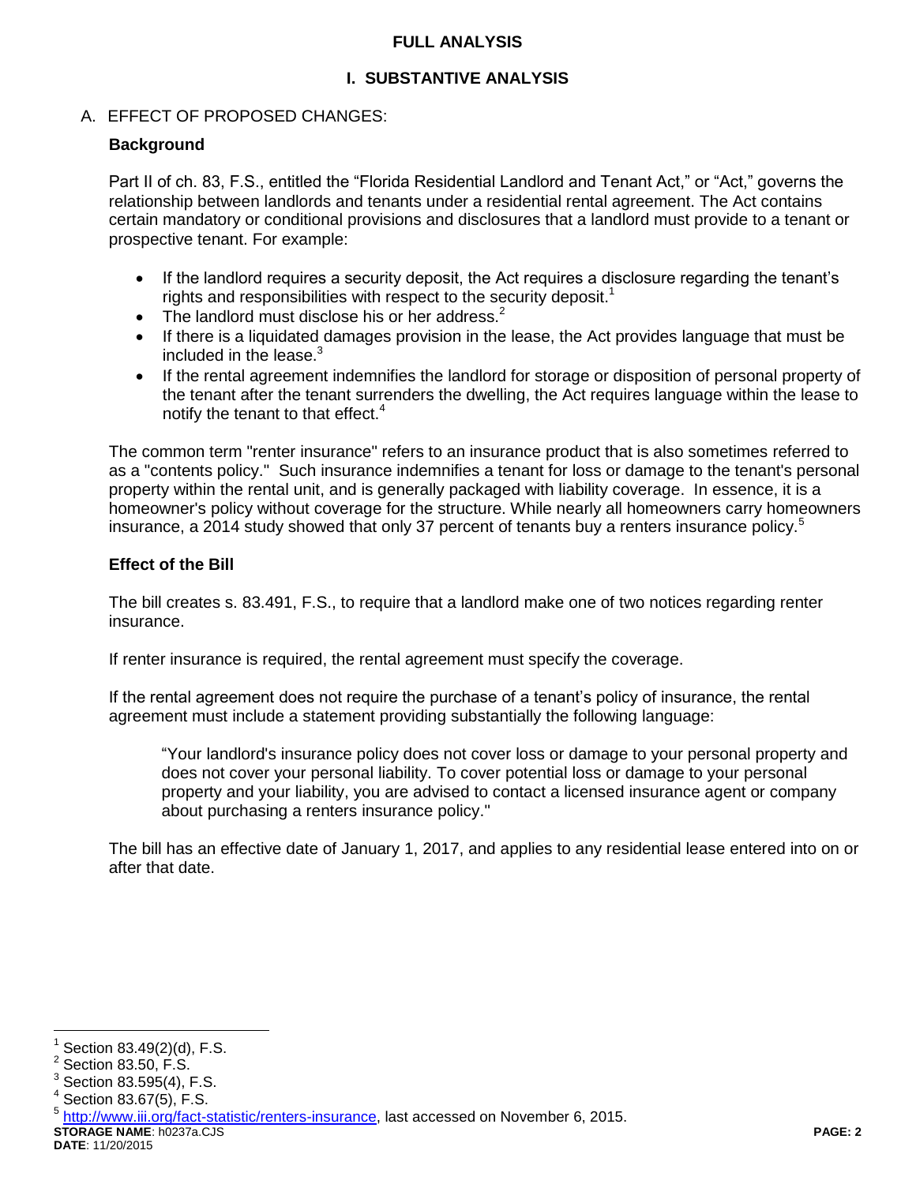## FULL ANALYSIS

## I. SUBSTANTIVE ANALYSIS

A. EFFECT OF PROPOSED CHANGES:

### Background

Part II of ch. 83, F.S., entitled the "Florida Residential Landlord and Tenant Act," or "Act," governs the relationship between landlords and tenants under a residential rental agreement. The Act contains certain mandatory or conditional provisions and disclosures that a landlord must provide to a tenant or prospective tenant. For example:

- If the landlord requires a security deposit, the Act requires a disclosure regarding the tenant's rights and responsibilities with respect to the security deposit.[1]
- The landlord must disclose his or her address.[2]
- If there is a liquidated damages provision in the lease, the Act provides language that must be included in the lease.[3]
- If the rental agreement indemnifies the landlord for storage or disposition of personal property of the tenant after the tenant surrenders the dwelling, the Act requires language within the lease to notify the tenant to that effect.[4]

The common term "renter insurance" refers to an insurance product that is also sometimes referred to as a "contents policy." Such insurance indemnifies a tenant for loss or damage to the tenant's personal property within the rental unit, and is generally packaged with liability coverage. In essence, it is a homeowner's policy without coverage for the structure. While nearly all homeowners carry homeowners insurance, a 2014 study showed that only 37 percent of tenants buy a renters insurance policy.[5]

### Effect of the Bill

The bill creates s. 83.491, F.S., to require that a landlord make one of two notices regarding renter insurance.

If renter insurance is required, the rental agreement must specify the coverage.

If the rental agreement does not require the purchase of a tenant's policy of insurance, the rental agreement must include a statement providing substantially the following language:

> "Your landlord's insurance policy does not cover loss or damage to your personal property and does not cover your personal liability. To cover potential loss or damage to your personal property and your liability, you are advised to contact a licensed insurance agent or company about purchasing a renters insurance policy."

The bill has an effective date of January 1, 2017, and applies to any residential lease entered into on or after that date.

---

[1] Section 83.49(2)(d), F.S.
[2] Section 83.50, F.S.
[3] Section 83.595(4), F.S.
[4] Section 83.67(5), F.S.
[5] http://www.iii.org/fact-statistic/renters-insurance, last accessed on November 6, 2015.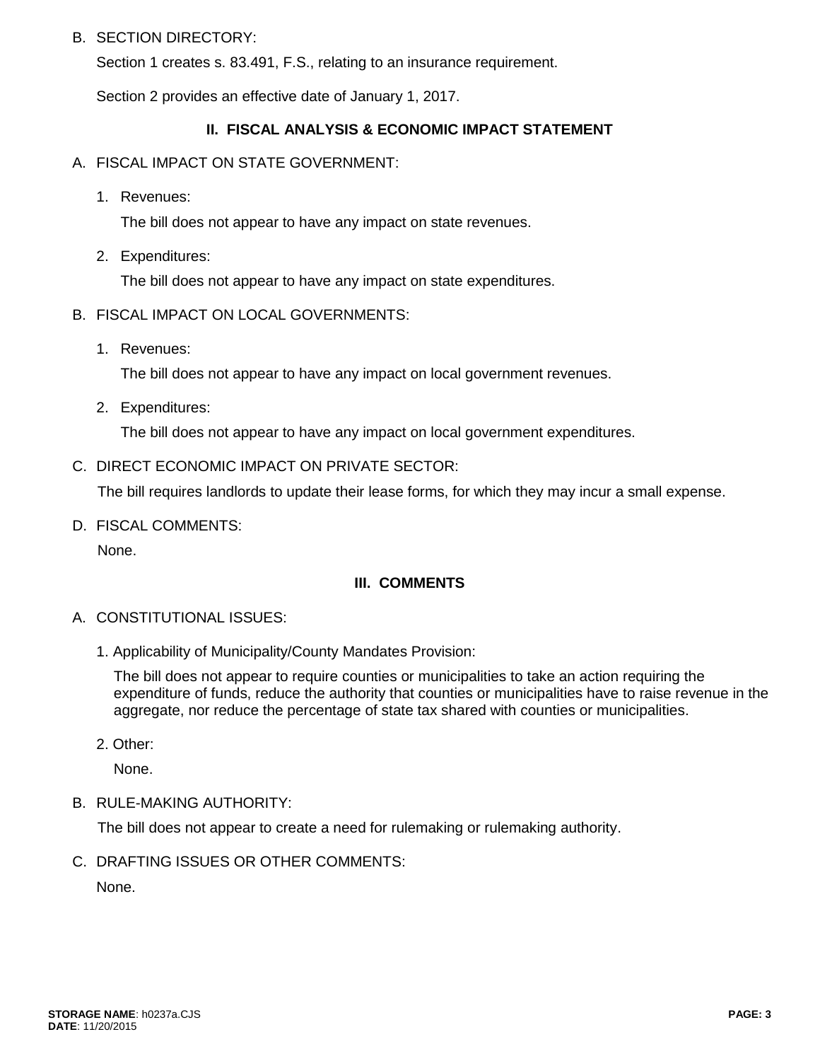B. SECTION DIRECTORY:

Section 1 creates s. 83.491, F.S., relating to an insurance requirement.

Section 2 provides an effective date of January 1, 2017.

## II. FISCAL ANALYSIS & ECONOMIC IMPACT STATEMENT

A. FISCAL IMPACT ON STATE GOVERNMENT:

1. Revenues:

   The bill does not appear to have any impact on state revenues.

2. Expenditures:

   The bill does not appear to have any impact on state expenditures.

B. FISCAL IMPACT ON LOCAL GOVERNMENTS:

1. Revenues:

   The bill does not appear to have any impact on local government revenues.

2. Expenditures:

   The bill does not appear to have any impact on local government expenditures.

C. DIRECT ECONOMIC IMPACT ON PRIVATE SECTOR:

The bill requires landlords to update their lease forms, for which they may incur a small expense.

D. FISCAL COMMENTS:

None.

## III. COMMENTS

A. CONSTITUTIONAL ISSUES:

1. Applicability of Municipality/County Mandates Provision:

   The bill does not appear to require counties or municipalities to take an action requiring the expenditure of funds, reduce the authority that counties or municipalities have to raise revenue in the aggregate, nor reduce the percentage of state tax shared with counties or municipalities.

2. Other:

   None.

B. RULE-MAKING AUTHORITY:

The bill does not appear to create a need for rulemaking or rulemaking authority.

C. DRAFTING ISSUES OR OTHER COMMENTS:

None.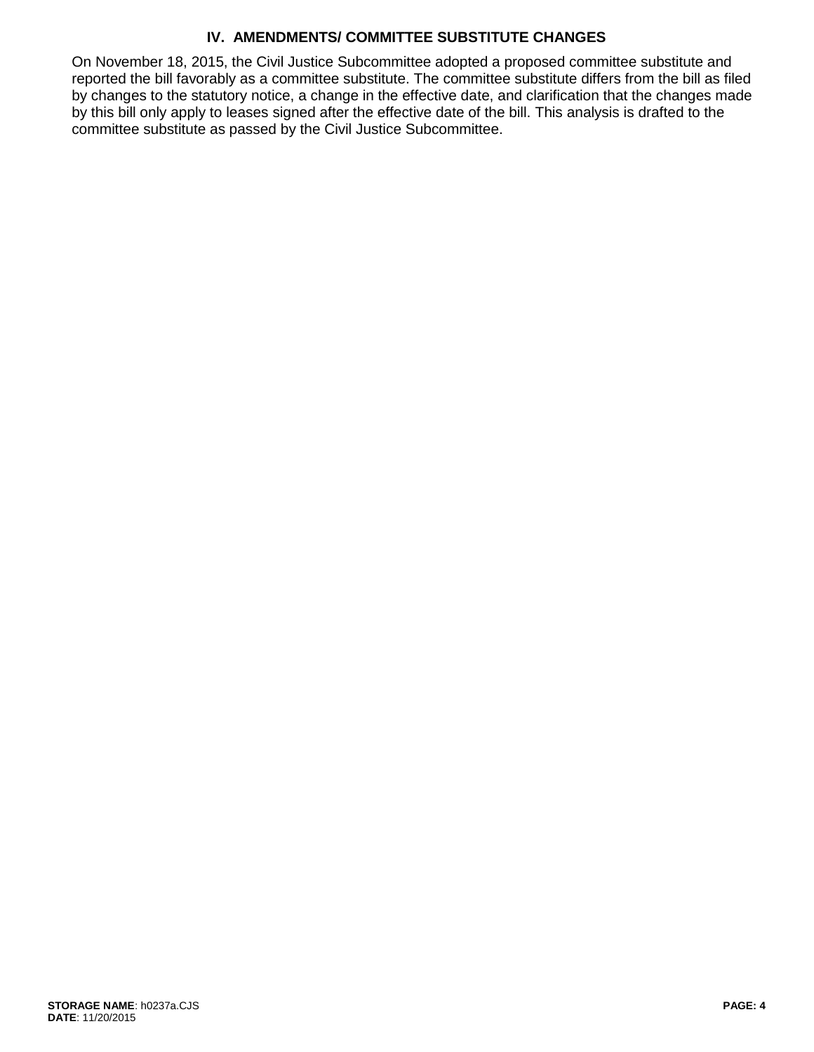## IV. AMENDMENTS/ COMMITTEE SUBSTITUTE CHANGES

On November 18, 2015, the Civil Justice Subcommittee adopted a proposed committee substitute and reported the bill favorably as a committee substitute. The committee substitute differs from the bill as filed by changes to the statutory notice, a change in the effective date, and clarification that the changes made by this bill only apply to leases signed after the effective date of the bill. This analysis is drafted to the committee substitute as passed by the Civil Justice Subcommittee.